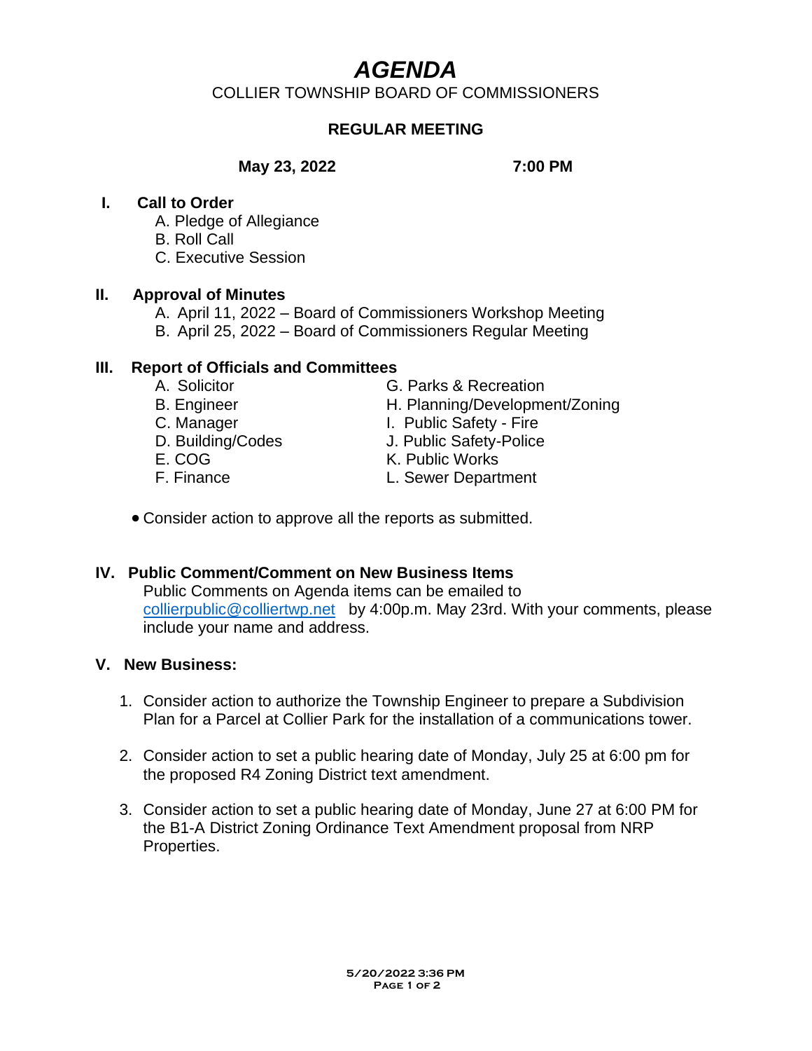# *AGENDA*

COLLIER TOWNSHIP BOARD OF COMMISSIONERS

**REGULAR MEETING**

**May 23, 2022** **7:00 PM**

## I. Call to Order

A. Pledge of Allegiance
B. Roll Call
C. Executive Session

## II. Approval of Minutes

A. April 11, 2022 – Board of Commissioners Workshop Meeting
B. April 25, 2022 – Board of Commissioners Regular Meeting

## III. Report of Officials and Committees

A. Solicitor
B. Engineer
C. Manager
D. Building/Codes
E. COG
F. Finance
G. Parks & Recreation
H. Planning/Development/Zoning
I. Public Safety - Fire
J. Public Safety-Police
K. Public Works
L. Sewer Department

- Consider action to approve all the reports as submitted.

## IV. Public Comment/Comment on New Business Items

Public Comments on Agenda items can be emailed to collierpublic@colliertwp.net by 4:00p.m. May 23rd. With your comments, please include your name and address.

## V. New Business:

1. Consider action to authorize the Township Engineer to prepare a Subdivision Plan for a Parcel at Collier Park for the installation of a communications tower.

2. Consider action to set a public hearing date of Monday, July 25 at 6:00 pm for the proposed R4 Zoning District text amendment.

3. Consider action to set a public hearing date of Monday, June 27 at 6:00 PM for the B1-A District Zoning Ordinance Text Amendment proposal from NRP Properties.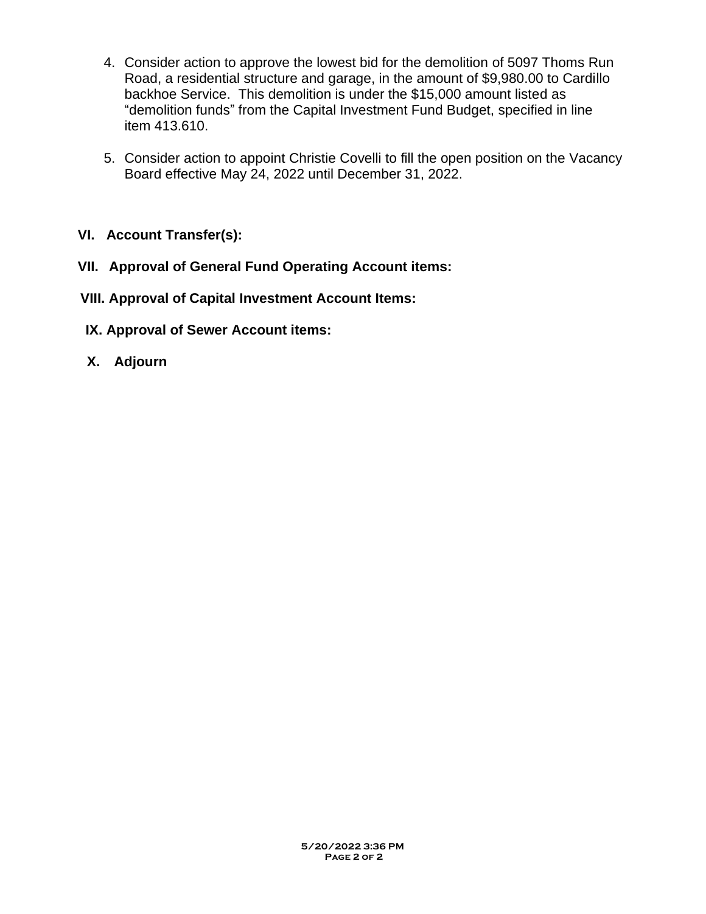4. Consider action to approve the lowest bid for the demolition of 5097 Thoms Run Road, a residential structure and garage, in the amount of $9,980.00 to Cardillo backhoe Service. This demolition is under the $15,000 amount listed as “demolition funds” from the Capital Investment Fund Budget, specified in line item 413.610.

5. Consider action to appoint Christie Covelli to fill the open position on the Vacancy Board effective May 24, 2022 until December 31, 2022.

**VI. Account Transfer(s):**

**VII. Approval of General Fund Operating Account items:**

**VIII. Approval of Capital Investment Account Items:**

**IX. Approval of Sewer Account items:**

**X. Adjourn**